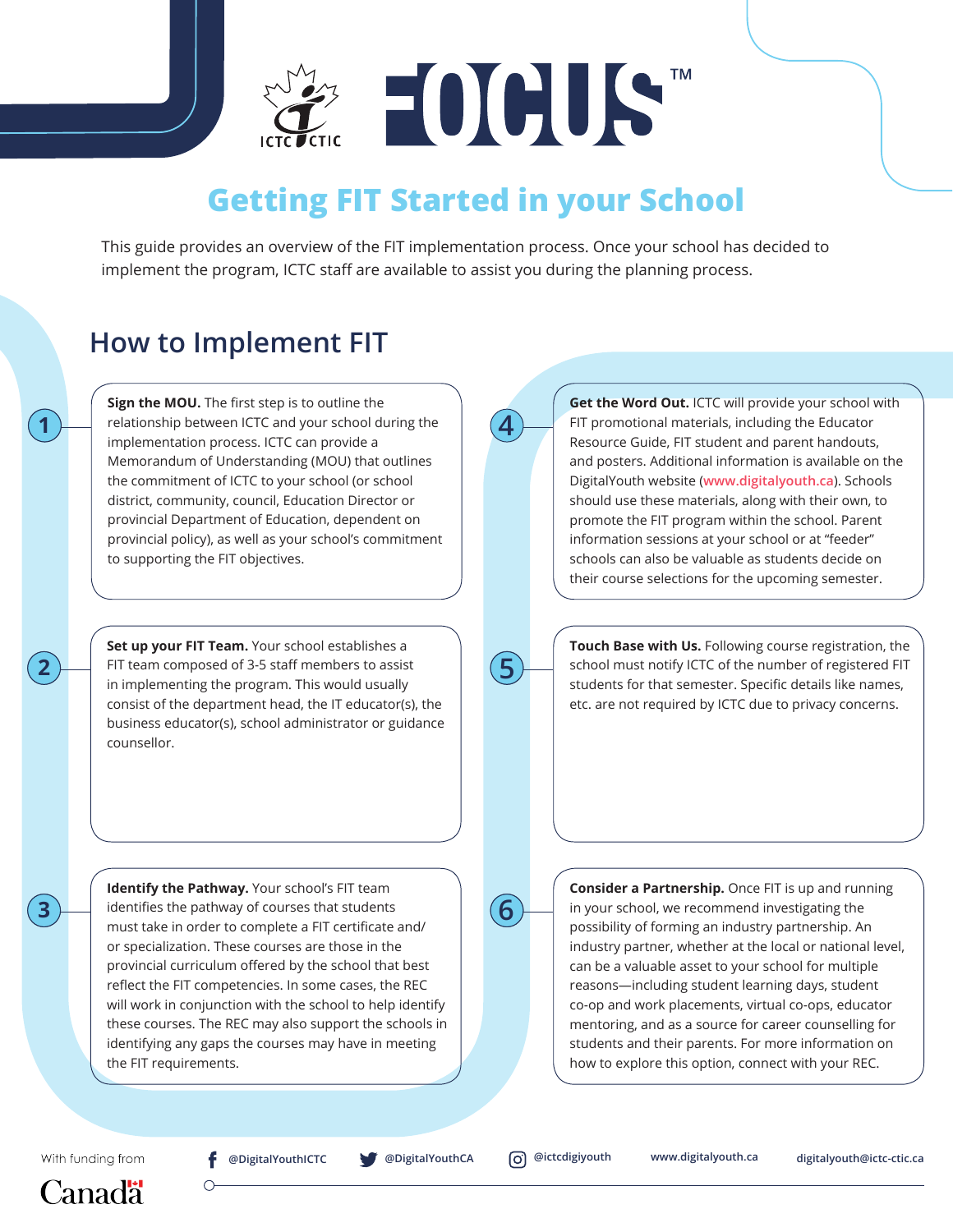# FOCUS™

## Getting FIT Started in your School

This guide provides an overview of the FIT implementation process. Once your school has decided to implement the program, ICTC staff are available to assist you during the planning process.

## How to Implement FIT

1. **Sign the MOU.** The first step is to outline the relationship between ICTC and your school during the implementation process. ICTC can provide a Memorandum of Understanding (MOU) that outlines the commitment of ICTC to your school (or school district, community, council, Education Director or provincial Department of Education, dependent on provincial policy), as well as your school's commitment to supporting the FIT objectives.

2. **Set up your FIT Team.** Your school establishes a FIT team composed of 3-5 staff members to assist in implementing the program. This would usually consist of the department head, the IT educator(s), the business educator(s), school administrator or guidance counsellor.

3. **Identify the Pathway.** Your school's FIT team identifies the pathway of courses that students must take in order to complete a FIT certificate and/or specialization. These courses are those in the provincial curriculum offered by the school that best reflect the FIT competencies. In some cases, the REC will work in conjunction with the school to help identify these courses. The REC may also support the schools in identifying any gaps the courses may have in meeting the FIT requirements.

4. **Get the Word Out.** ICTC will provide your school with FIT promotional materials, including the Educator Resource Guide, FIT student and parent handouts, and posters. Additional information is available on the DigitalYouth website (www.digitalyouth.ca). Schools should use these materials, along with their own, to promote the FIT program within the school. Parent information sessions at your school or at "feeder" schools can also be valuable as students decide on their course selections for the upcoming semester.

5. **Touch Base with Us.** Following course registration, the school must notify ICTC of the number of registered FIT students for that semester. Specific details like names, etc. are not required by ICTC due to privacy concerns.

6. **Consider a Partnership.** Once FIT is up and running in your school, we recommend investigating the possibility of forming an industry partnership. An industry partner, whether at the local or national level, can be a valuable asset to your school for multiple reasons—including student learning days, student co-op and work placements, virtual co-ops, educator mentoring, and as a source for career counselling for students and their parents. For more information on how to explore this option, connect with your REC.

With funding from Canada

@DigitalYouthICTC | @DigitalYouthCA | @ictcdigiyouth | www.digitalyouth.ca | digitalyouth@ictc-ctic.ca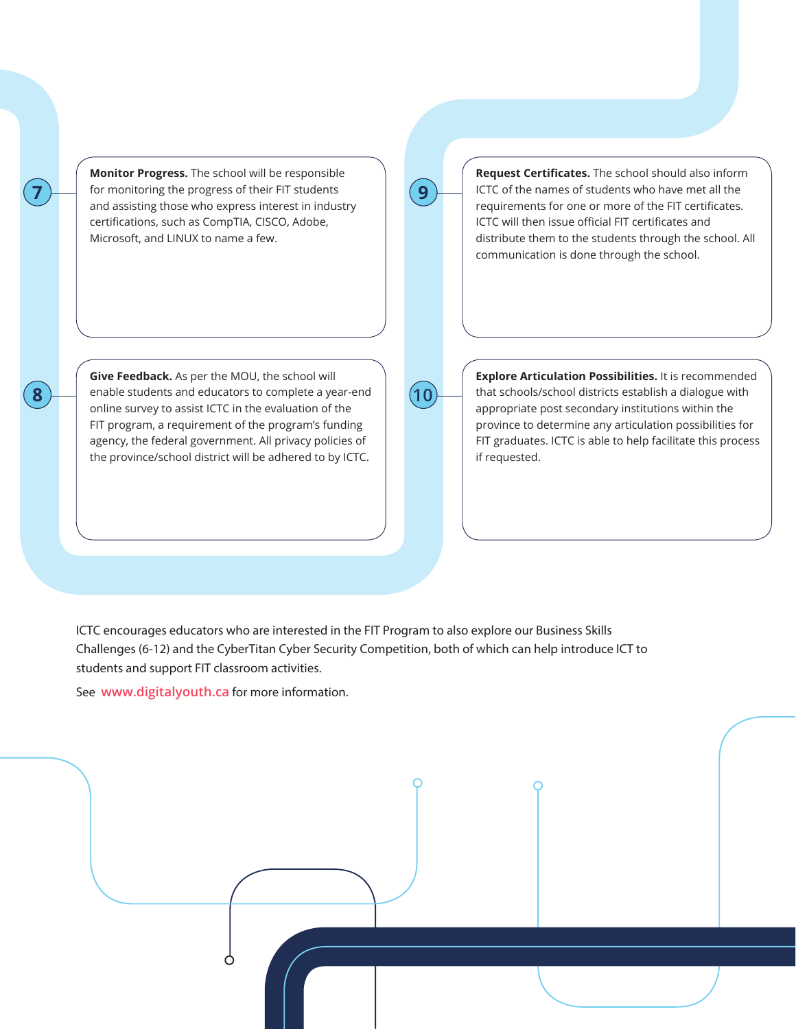7. **Monitor Progress.** The school will be responsible for monitoring the progress of their FIT students and assisting those who express interest in industry certifications, such as CompTIA, CISCO, Adobe, Microsoft, and LINUX to name a few.

8. **Give Feedback.** As per the MOU, the school will enable students and educators to complete a year-end online survey to assist ICTC in the evaluation of the FIT program, a requirement of the program's funding agency, the federal government. All privacy policies of the province/school district will be adhered to by ICTC.

9. **Request Certificates.** The school should also inform ICTC of the names of students who have met all the requirements for one or more of the FIT certificates. ICTC will then issue official FIT certificates and distribute them to the students through the school. All communication is done through the school.

10. **Explore Articulation Possibilities.** It is recommended that schools/school districts establish a dialogue with appropriate post secondary institutions within the province to determine any articulation possibilities for FIT graduates. ICTC is able to help facilitate this process if requested.

ICTC encourages educators who are interested in the FIT Program to also explore our Business Skills Challenges (6-12) and the CyberTitan Cyber Security Competition, both of which can help introduce ICT to students and support FIT classroom activities.

See **www.digitalyouth.ca** for more information.